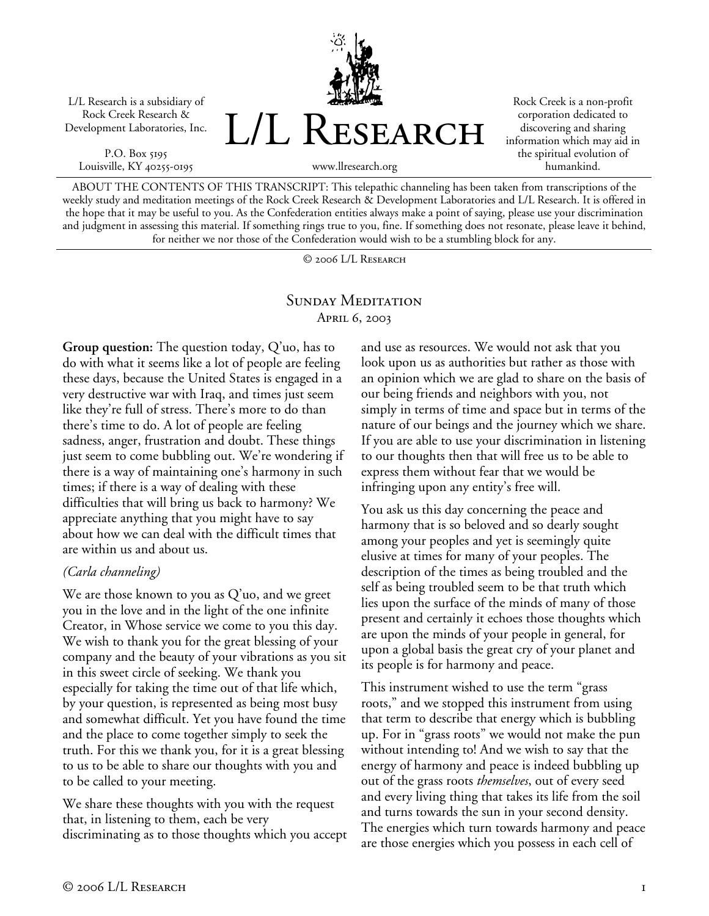L/L Research is a subsidiary of Rock Creek Research & Development Laboratories, Inc.

P.O. Box 5195
Louisville, KY 40255-0195

# L/L Research

www.llresearch.org

Rock Creek is a non-profit corporation dedicated to discovering and sharing information which may aid in the spiritual evolution of humankind.

ABOUT THE CONTENTS OF THIS TRANSCRIPT: This telepathic channeling has been taken from transcriptions of the weekly study and meditation meetings of the Rock Creek Research & Development Laboratories and L/L Research. It is offered in the hope that it may be useful to you. As the Confederation entities always make a point of saying, please use your discrimination and judgment in assessing this material. If something rings true to you, fine. If something does not resonate, please leave it behind, for neither we nor those of the Confederation would wish to be a stumbling block for any.

© 2006 L/L Research

## Sunday Meditation
April 6, 2003

**Group question:** The question today, Q'uo, has to do with what it seems like a lot of people are feeling these days, because the United States is engaged in a very destructive war with Iraq, and times just seem like they're full of stress. There's more to do than there's time to do. A lot of people are feeling sadness, anger, frustration and doubt. These things just seem to come bubbling out. We're wondering if there is a way of maintaining one's harmony in such times; if there is a way of dealing with these difficulties that will bring us back to harmony? We appreciate anything that you might have to say about how we can deal with the difficult times that are within us and about us.

*(Carla channeling)*

We are those known to you as Q'uo, and we greet you in the love and in the light of the one infinite Creator, in Whose service we come to you this day. We wish to thank you for the great blessing of your company and the beauty of your vibrations as you sit in this sweet circle of seeking. We thank you especially for taking the time out of that life which, by your question, is represented as being most busy and somewhat difficult. Yet you have found the time and the place to come together simply to seek the truth. For this we thank you, for it is a great blessing to us to be able to share our thoughts with you and to be called to your meeting.

We share these thoughts with you with the request that, in listening to them, each be very discriminating as to those thoughts which you accept and use as resources. We would not ask that you look upon us as authorities but rather as those with an opinion which we are glad to share on the basis of our being friends and neighbors with you, not simply in terms of time and space but in terms of the nature of our beings and the journey which we share. If you are able to use your discrimination in listening to our thoughts then that will free us to be able to express them without fear that we would be infringing upon any entity's free will.

You ask us this day concerning the peace and harmony that is so beloved and so dearly sought among your peoples and yet is seemingly quite elusive at times for many of your peoples. The description of the times as being troubled and the self as being troubled seem to be that truth which lies upon the surface of the minds of many of those present and certainly it echoes those thoughts which are upon the minds of your people in general, for upon a global basis the great cry of your planet and its people is for harmony and peace.

This instrument wished to use the term "grass roots," and we stopped this instrument from using that term to describe that energy which is bubbling up. For in "grass roots" we would not make the pun without intending to! And we wish to say that the energy of harmony and peace is indeed bubbling up out of the grass roots *themselves*, out of every seed and every living thing that takes its life from the soil and turns towards the sun in your second density. The energies which turn towards harmony and peace are those energies which you possess in each cell of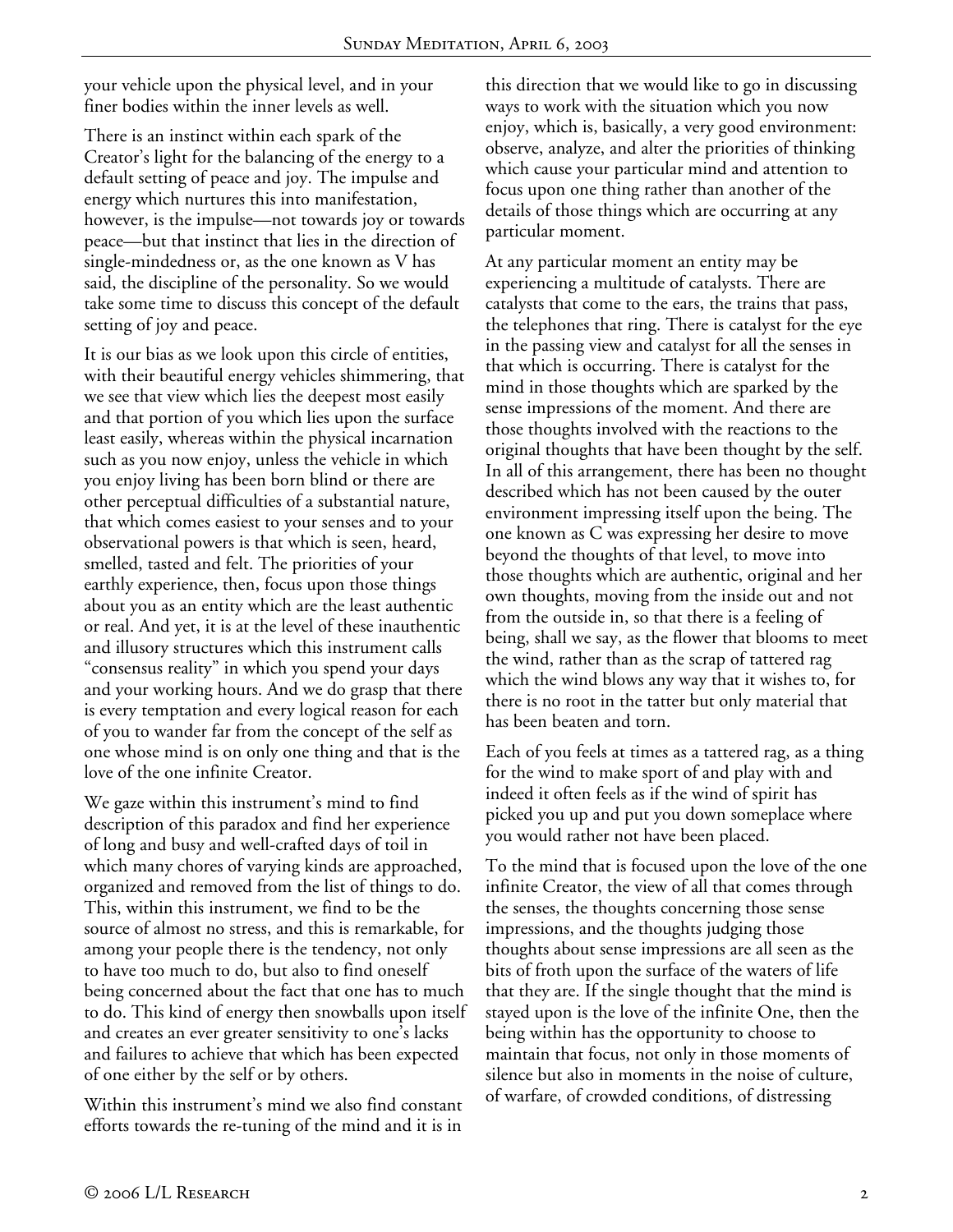your vehicle upon the physical level, and in your finer bodies within the inner levels as well.

There is an instinct within each spark of the Creator's light for the balancing of the energy to a default setting of peace and joy. The impulse and energy which nurtures this into manifestation, however, is the impulse—not towards joy or towards peace—but that instinct that lies in the direction of single-mindedness or, as the one known as V has said, the discipline of the personality. So we would take some time to discuss this concept of the default setting of joy and peace.

It is our bias as we look upon this circle of entities, with their beautiful energy vehicles shimmering, that we see that view which lies the deepest most easily and that portion of you which lies upon the surface least easily, whereas within the physical incarnation such as you now enjoy, unless the vehicle in which you enjoy living has been born blind or there are other perceptual difficulties of a substantial nature, that which comes easiest to your senses and to your observational powers is that which is seen, heard, smelled, tasted and felt. The priorities of your earthly experience, then, focus upon those things about you as an entity which are the least authentic or real. And yet, it is at the level of these inauthentic and illusory structures which this instrument calls "consensus reality" in which you spend your days and your working hours. And we do grasp that there is every temptation and every logical reason for each of you to wander far from the concept of the self as one whose mind is on only one thing and that is the love of the one infinite Creator.

We gaze within this instrument's mind to find description of this paradox and find her experience of long and busy and well-crafted days of toil in which many chores of varying kinds are approached, organized and removed from the list of things to do. This, within this instrument, we find to be the source of almost no stress, and this is remarkable, for among your people there is the tendency, not only to have too much to do, but also to find oneself being concerned about the fact that one has to much to do. This kind of energy then snowballs upon itself and creates an ever greater sensitivity to one's lacks and failures to achieve that which has been expected of one either by the self or by others.

Within this instrument's mind we also find constant efforts towards the re-tuning of the mind and it is in this direction that we would like to go in discussing ways to work with the situation which you now enjoy, which is, basically, a very good environment: observe, analyze, and alter the priorities of thinking which cause your particular mind and attention to focus upon one thing rather than another of the details of those things which are occurring at any particular moment.

At any particular moment an entity may be experiencing a multitude of catalysts. There are catalysts that come to the ears, the trains that pass, the telephones that ring. There is catalyst for the eye in the passing view and catalyst for all the senses in that which is occurring. There is catalyst for the mind in those thoughts which are sparked by the sense impressions of the moment. And there are those thoughts involved with the reactions to the original thoughts that have been thought by the self. In all of this arrangement, there has been no thought described which has not been caused by the outer environment impressing itself upon the being. The one known as C was expressing her desire to move beyond the thoughts of that level, to move into those thoughts which are authentic, original and her own thoughts, moving from the inside out and not from the outside in, so that there is a feeling of being, shall we say, as the flower that blooms to meet the wind, rather than as the scrap of tattered rag which the wind blows any way that it wishes to, for there is no root in the tatter but only material that has been beaten and torn.

Each of you feels at times as a tattered rag, as a thing for the wind to make sport of and play with and indeed it often feels as if the wind of spirit has picked you up and put you down someplace where you would rather not have been placed.

To the mind that is focused upon the love of the one infinite Creator, the view of all that comes through the senses, the thoughts concerning those sense impressions, and the thoughts judging those thoughts about sense impressions are all seen as the bits of froth upon the surface of the waters of life that they are. If the single thought that the mind is stayed upon is the love of the infinite One, then the being within has the opportunity to choose to maintain that focus, not only in those moments of silence but also in moments in the noise of culture, of warfare, of crowded conditions, of distressing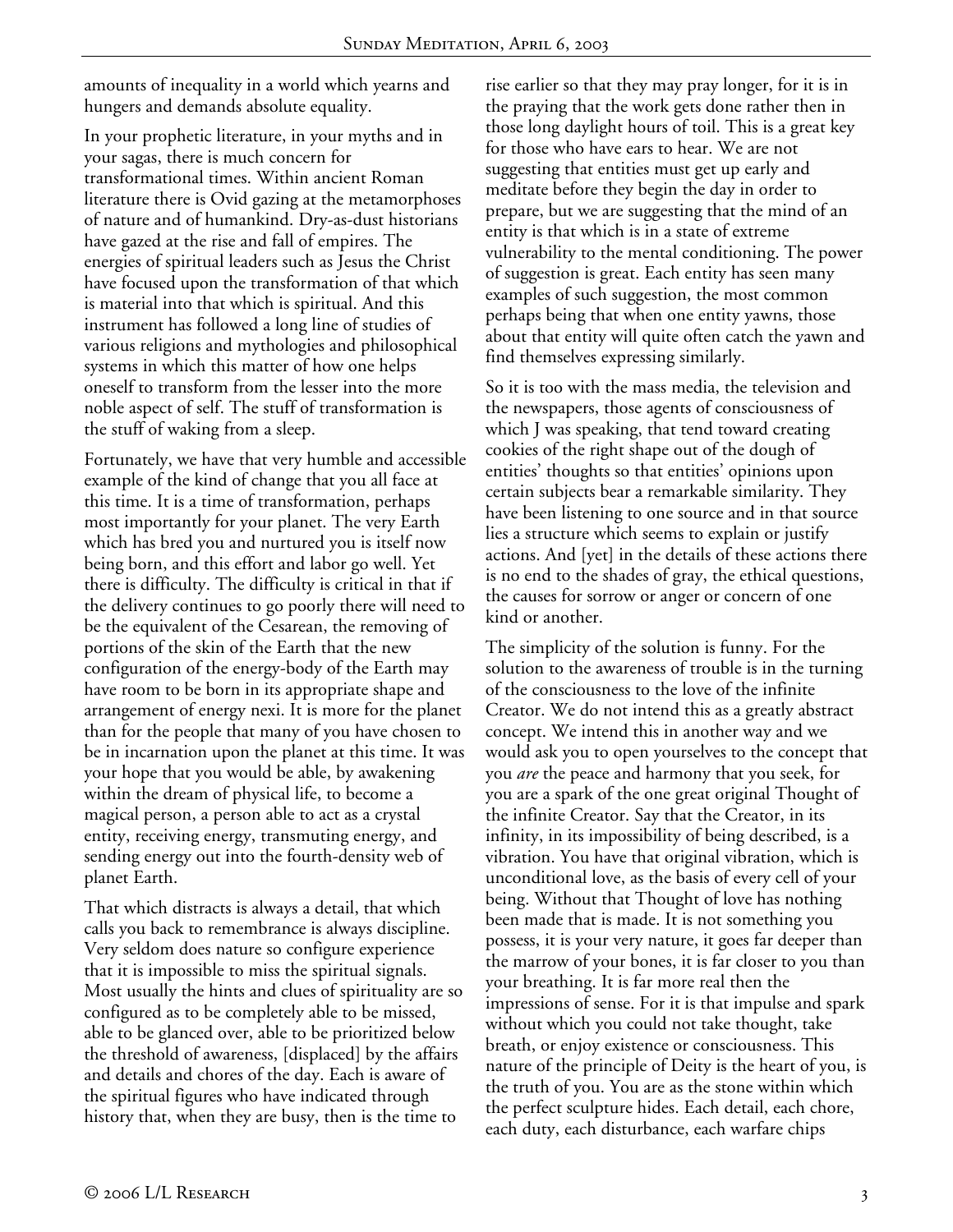amounts of inequality in a world which yearns and hungers and demands absolute equality.

In your prophetic literature, in your myths and in your sagas, there is much concern for transformational times. Within ancient Roman literature there is Ovid gazing at the metamorphoses of nature and of humankind. Dry-as-dust historians have gazed at the rise and fall of empires. The energies of spiritual leaders such as Jesus the Christ have focused upon the transformation of that which is material into that which is spiritual. And this instrument has followed a long line of studies of various religions and mythologies and philosophical systems in which this matter of how one helps oneself to transform from the lesser into the more noble aspect of self. The stuff of transformation is the stuff of waking from a sleep.

Fortunately, we have that very humble and accessible example of the kind of change that you all face at this time. It is a time of transformation, perhaps most importantly for your planet. The very Earth which has bred you and nurtured you is itself now being born, and this effort and labor go well. Yet there is difficulty. The difficulty is critical in that if the delivery continues to go poorly there will need to be the equivalent of the Cesarean, the removing of portions of the skin of the Earth that the new configuration of the energy-body of the Earth may have room to be born in its appropriate shape and arrangement of energy nexi. It is more for the planet than for the people that many of you have chosen to be in incarnation upon the planet at this time. It was your hope that you would be able, by awakening within the dream of physical life, to become a magical person, a person able to act as a crystal entity, receiving energy, transmuting energy, and sending energy out into the fourth-density web of planet Earth.

That which distracts is always a detail, that which calls you back to remembrance is always discipline. Very seldom does nature so configure experience that it is impossible to miss the spiritual signals. Most usually the hints and clues of spirituality are so configured as to be completely able to be missed, able to be glanced over, able to be prioritized below the threshold of awareness, [displaced] by the affairs and details and chores of the day. Each is aware of the spiritual figures who have indicated through history that, when they are busy, then is the time to rise earlier so that they may pray longer, for it is in the praying that the work gets done rather then in those long daylight hours of toil. This is a great key for those who have ears to hear. We are not suggesting that entities must get up early and meditate before they begin the day in order to prepare, but we are suggesting that the mind of an entity is that which is in a state of extreme vulnerability to the mental conditioning. The power of suggestion is great. Each entity has seen many examples of such suggestion, the most common perhaps being that when one entity yawns, those about that entity will quite often catch the yawn and find themselves expressing similarly.

So it is too with the mass media, the television and the newspapers, those agents of consciousness of which J was speaking, that tend toward creating cookies of the right shape out of the dough of entities' thoughts so that entities' opinions upon certain subjects bear a remarkable similarity. They have been listening to one source and in that source lies a structure which seems to explain or justify actions. And [yet] in the details of these actions there is no end to the shades of gray, the ethical questions, the causes for sorrow or anger or concern of one kind or another.

The simplicity of the solution is funny. For the solution to the awareness of trouble is in the turning of the consciousness to the love of the infinite Creator. We do not intend this as a greatly abstract concept. We intend this in another way and we would ask you to open yourselves to the concept that you *are* the peace and harmony that you seek, for you are a spark of the one great original Thought of the infinite Creator. Say that the Creator, in its infinity, in its impossibility of being described, is a vibration. You have that original vibration, which is unconditional love, as the basis of every cell of your being. Without that Thought of love has nothing been made that is made. It is not something you possess, it is your very nature, it goes far deeper than the marrow of your bones, it is far closer to you than your breathing. It is far more real then the impressions of sense. For it is that impulse and spark without which you could not take thought, take breath, or enjoy existence or consciousness. This nature of the principle of Deity is the heart of you, is the truth of you. You are as the stone within which the perfect sculpture hides. Each detail, each chore, each duty, each disturbance, each warfare chips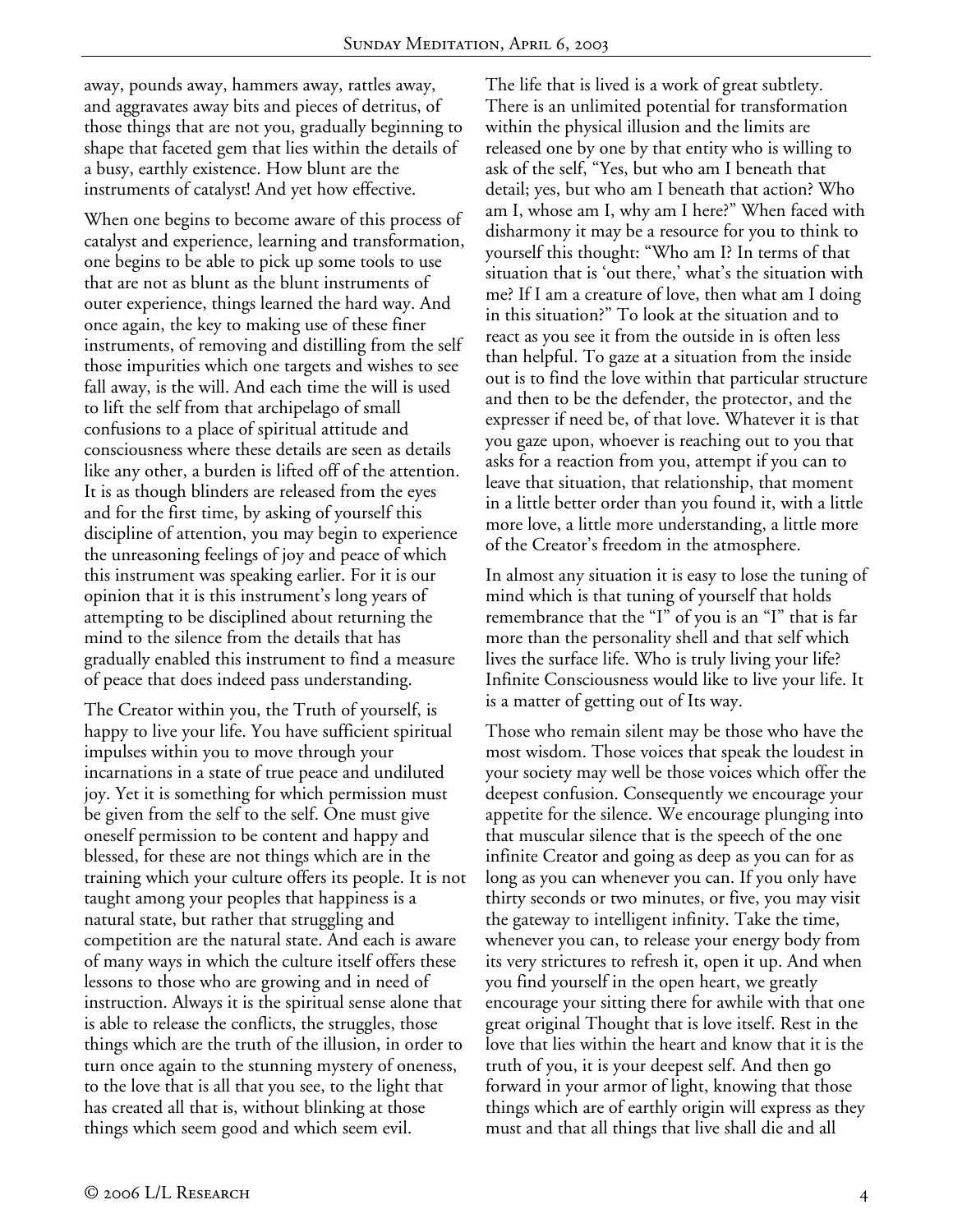away, pounds away, hammers away, rattles away, and aggravates away bits and pieces of detritus, of those things that are not you, gradually beginning to shape that faceted gem that lies within the details of a busy, earthly existence. How blunt are the instruments of catalyst! And yet how effective.

When one begins to become aware of this process of catalyst and experience, learning and transformation, one begins to be able to pick up some tools to use that are not as blunt as the blunt instruments of outer experience, things learned the hard way. And once again, the key to making use of these finer instruments, of removing and distilling from the self those impurities which one targets and wishes to see fall away, is the will. And each time the will is used to lift the self from that archipelago of small confusions to a place of spiritual attitude and consciousness where these details are seen as details like any other, a burden is lifted off of the attention. It is as though blinders are released from the eyes and for the first time, by asking of yourself this discipline of attention, you may begin to experience the unreasoning feelings of joy and peace of which this instrument was speaking earlier. For it is our opinion that it is this instrument's long years of attempting to be disciplined about returning the mind to the silence from the details that has gradually enabled this instrument to find a measure of peace that does indeed pass understanding.

The Creator within you, the Truth of yourself, is happy to live your life. You have sufficient spiritual impulses within you to move through your incarnations in a state of true peace and undiluted joy. Yet it is something for which permission must be given from the self to the self. One must give oneself permission to be content and happy and blessed, for these are not things which are in the training which your culture offers its people. It is not taught among your peoples that happiness is a natural state, but rather that struggling and competition are the natural state. And each is aware of many ways in which the culture itself offers these lessons to those who are growing and in need of instruction. Always it is the spiritual sense alone that is able to release the conflicts, the struggles, those things which are the truth of the illusion, in order to turn once again to the stunning mystery of oneness, to the love that is all that you see, to the light that has created all that is, without blinking at those things which seem good and which seem evil.

The life that is lived is a work of great subtlety. There is an unlimited potential for transformation within the physical illusion and the limits are released one by one by that entity who is willing to ask of the self, "Yes, but who am I beneath that detail; yes, but who am I beneath that action? Who am I, whose am I, why am I here?" When faced with disharmony it may be a resource for you to think to yourself this thought: "Who am I? In terms of that situation that is 'out there,' what's the situation with me? If I am a creature of love, then what am I doing in this situation?" To look at the situation and to react as you see it from the outside in is often less than helpful. To gaze at a situation from the inside out is to find the love within that particular structure and then to be the defender, the protector, and the expresser if need be, of that love. Whatever it is that you gaze upon, whoever is reaching out to you that asks for a reaction from you, attempt if you can to leave that situation, that relationship, that moment in a little better order than you found it, with a little more love, a little more understanding, a little more of the Creator's freedom in the atmosphere.

In almost any situation it is easy to lose the tuning of mind which is that tuning of yourself that holds remembrance that the "I" of you is an "I" that is far more than the personality shell and that self which lives the surface life. Who is truly living your life? Infinite Consciousness would like to live your life. It is a matter of getting out of Its way.

Those who remain silent may be those who have the most wisdom. Those voices that speak the loudest in your society may well be those voices which offer the deepest confusion. Consequently we encourage your appetite for the silence. We encourage plunging into that muscular silence that is the speech of the one infinite Creator and going as deep as you can for as long as you can whenever you can. If you only have thirty seconds or two minutes, or five, you may visit the gateway to intelligent infinity. Take the time, whenever you can, to release your energy body from its very strictures to refresh it, open it up. And when you find yourself in the open heart, we greatly encourage your sitting there for awhile with that one great original Thought that is love itself. Rest in the love that lies within the heart and know that it is the truth of you, it is your deepest self. And then go forward in your armor of light, knowing that those things which are of earthly origin will express as they must and that all things that live shall die and all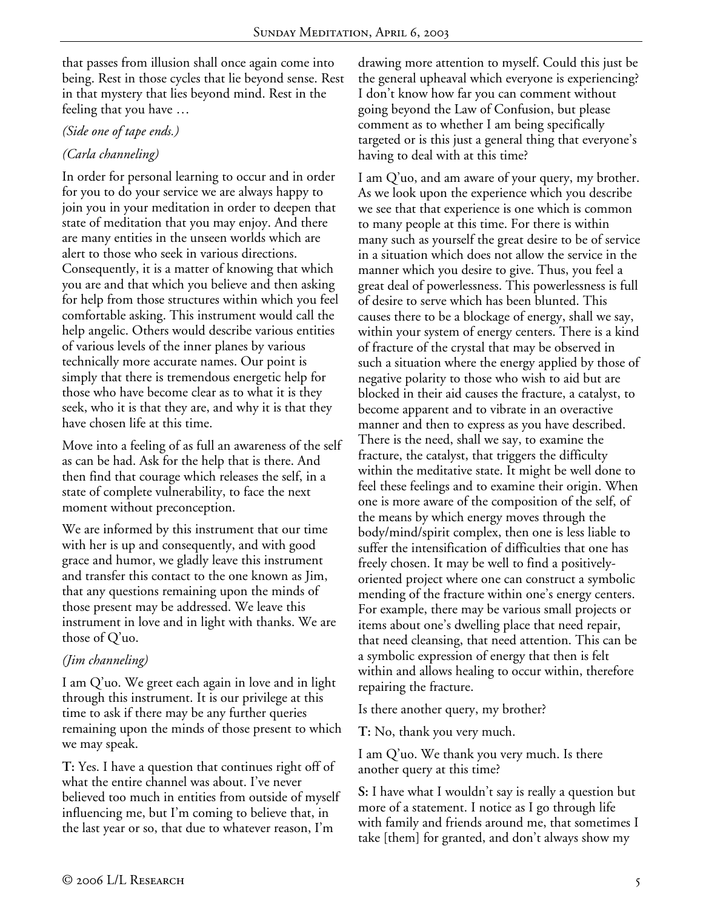that passes from illusion shall once again come into being. Rest in those cycles that lie beyond sense. Rest in that mystery that lies beyond mind. Rest in the feeling that you have …

*(Side one of tape ends.)*

*(Carla channeling)*

In order for personal learning to occur and in order for you to do your service we are always happy to join you in your meditation in order to deepen that state of meditation that you may enjoy. And there are many entities in the unseen worlds which are alert to those who seek in various directions. Consequently, it is a matter of knowing that which you are and that which you believe and then asking for help from those structures within which you feel comfortable asking. This instrument would call the help angelic. Others would describe various entities of various levels of the inner planes by various technically more accurate names. Our point is simply that there is tremendous energetic help for those who have become clear as to what it is they seek, who it is that they are, and why it is that they have chosen life at this time.

Move into a feeling of as full an awareness of the self as can be had. Ask for the help that is there. And then find that courage which releases the self, in a state of complete vulnerability, to face the next moment without preconception.

We are informed by this instrument that our time with her is up and consequently, and with good grace and humor, we gladly leave this instrument and transfer this contact to the one known as Jim, that any questions remaining upon the minds of those present may be addressed. We leave this instrument in love and in light with thanks. We are those of Q'uo.

*(Jim channeling)*

I am Q'uo. We greet each again in love and in light through this instrument. It is our privilege at this time to ask if there may be any further queries remaining upon the minds of those present to which we may speak.

**T:** Yes. I have a question that continues right off of what the entire channel was about. I've never believed too much in entities from outside of myself influencing me, but I'm coming to believe that, in the last year or so, that due to whatever reason, I'm drawing more attention to myself. Could this just be the general upheaval which everyone is experiencing? I don't know how far you can comment without going beyond the Law of Confusion, but please comment as to whether I am being specifically targeted or is this just a general thing that everyone's having to deal with at this time?

I am Q'uo, and am aware of your query, my brother. As we look upon the experience which you describe we see that that experience is one which is common to many people at this time. For there is within many such as yourself the great desire to be of service in a situation which does not allow the service in the manner which you desire to give. Thus, you feel a great deal of powerlessness. This powerlessness is full of desire to serve which has been blunted. This causes there to be a blockage of energy, shall we say, within your system of energy centers. There is a kind of fracture of the crystal that may be observed in such a situation where the energy applied by those of negative polarity to those who wish to aid but are blocked in their aid causes the fracture, a catalyst, to become apparent and to vibrate in an overactive manner and then to express as you have described. There is the need, shall we say, to examine the fracture, the catalyst, that triggers the difficulty within the meditative state. It might be well done to feel these feelings and to examine their origin. When one is more aware of the composition of the self, of the means by which energy moves through the body/mind/spirit complex, then one is less liable to suffer the intensification of difficulties that one has freely chosen. It may be well to find a positively-oriented project where one can construct a symbolic mending of the fracture within one's energy centers. For example, there may be various small projects or items about one's dwelling place that need repair, that need cleansing, that need attention. This can be a symbolic expression of energy that then is felt within and allows healing to occur within, therefore repairing the fracture.

Is there another query, my brother?

**T:** No, thank you very much.

I am Q'uo. We thank you very much. Is there another query at this time?

**S:** I have what I wouldn't say is really a question but more of a statement. I notice as I go through life with family and friends around me, that sometimes I take [them] for granted, and don't always show my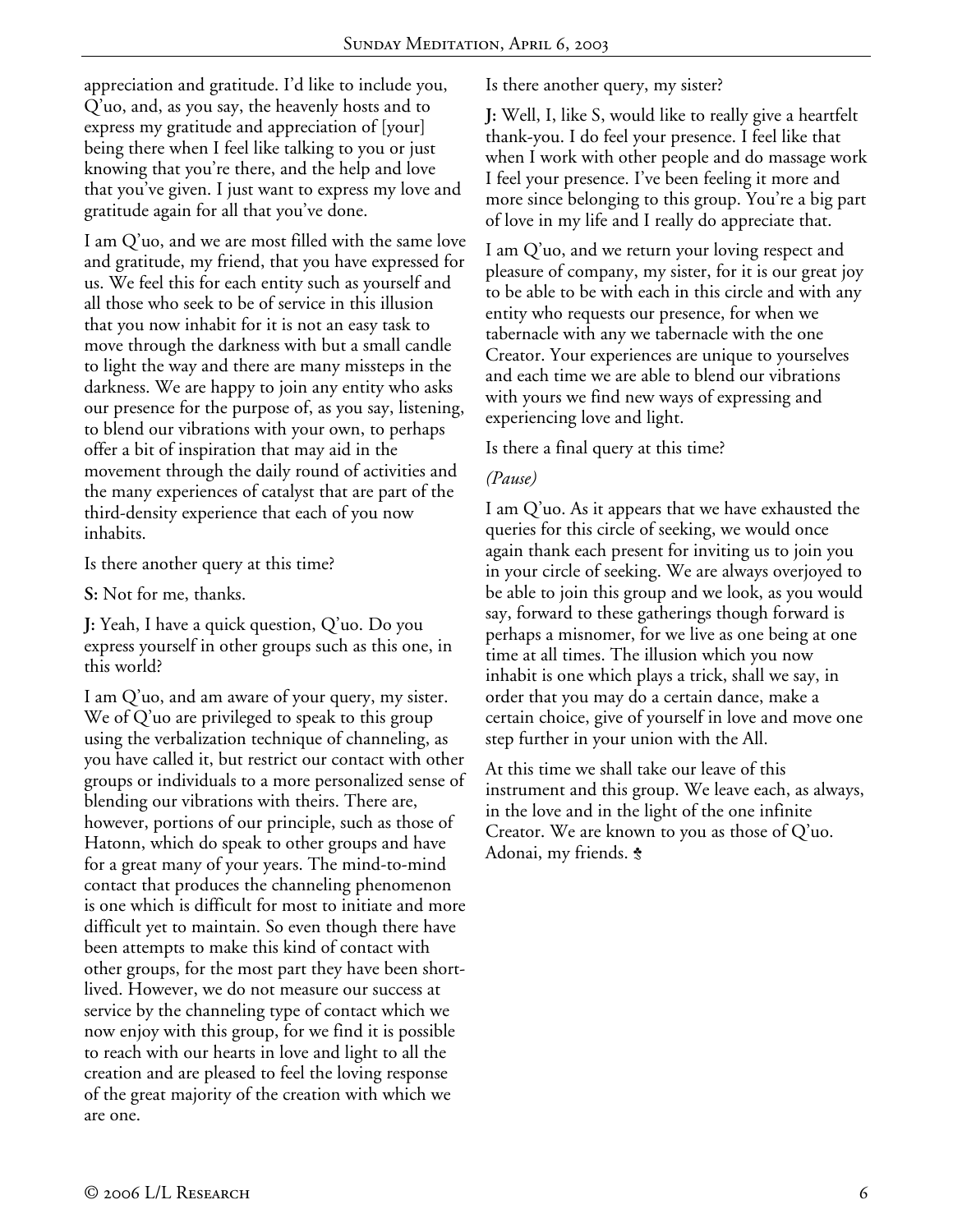appreciation and gratitude. I'd like to include you, Q'uo, and, as you say, the heavenly hosts and to express my gratitude and appreciation of [your] being there when I feel like talking to you or just knowing that you're there, and the help and love that you've given. I just want to express my love and gratitude again for all that you've done.

I am Q'uo, and we are most filled with the same love and gratitude, my friend, that you have expressed for us. We feel this for each entity such as yourself and all those who seek to be of service in this illusion that you now inhabit for it is not an easy task to move through the darkness with but a small candle to light the way and there are many missteps in the darkness. We are happy to join any entity who asks our presence for the purpose of, as you say, listening, to blend our vibrations with your own, to perhaps offer a bit of inspiration that may aid in the movement through the daily round of activities and the many experiences of catalyst that are part of the third-density experience that each of you now inhabits.

Is there another query at this time?

**S:** Not for me, thanks.

**J:** Yeah, I have a quick question, Q'uo. Do you express yourself in other groups such as this one, in this world?

I am Q'uo, and am aware of your query, my sister. We of Q'uo are privileged to speak to this group using the verbalization technique of channeling, as you have called it, but restrict our contact with other groups or individuals to a more personalized sense of blending our vibrations with theirs. There are, however, portions of our principle, such as those of Hatonn, which do speak to other groups and have for a great many of your years. The mind-to-mind contact that produces the channeling phenomenon is one which is difficult for most to initiate and more difficult yet to maintain. So even though there have been attempts to make this kind of contact with other groups, for the most part they have been short-lived. However, we do not measure our success at service by the channeling type of contact which we now enjoy with this group, for we find it is possible to reach with our hearts in love and light to all the creation and are pleased to feel the loving response of the great majority of the creation with which we are one.

Is there another query, my sister?

**J:** Well, I, like S, would like to really give a heartfelt thank-you. I do feel your presence. I feel like that when I work with other people and do massage work I feel your presence. I've been feeling it more and more since belonging to this group. You're a big part of love in my life and I really do appreciate that.

I am Q'uo, and we return your loving respect and pleasure of company, my sister, for it is our great joy to be able to be with each in this circle and with any entity who requests our presence, for when we tabernacle with any we tabernacle with the one Creator. Your experiences are unique to yourselves and each time we are able to blend our vibrations with yours we find new ways of expressing and experiencing love and light.

Is there a final query at this time?

*(Pause)*

I am Q'uo. As it appears that we have exhausted the queries for this circle of seeking, we would once again thank each present for inviting us to join you in your circle of seeking. We are always overjoyed to be able to join this group and we look, as you would say, forward to these gatherings though forward is perhaps a misnomer, for we live as one being at one time at all times. The illusion which you now inhabit is one which plays a trick, shall we say, in order that you may do a certain dance, make a certain choice, give of yourself in love and move one step further in your union with the All.

At this time we shall take our leave of this instrument and this group. We leave each, as always, in the love and in the light of the one infinite Creator. We are known to you as those of Q'uo. Adonai, my friends.